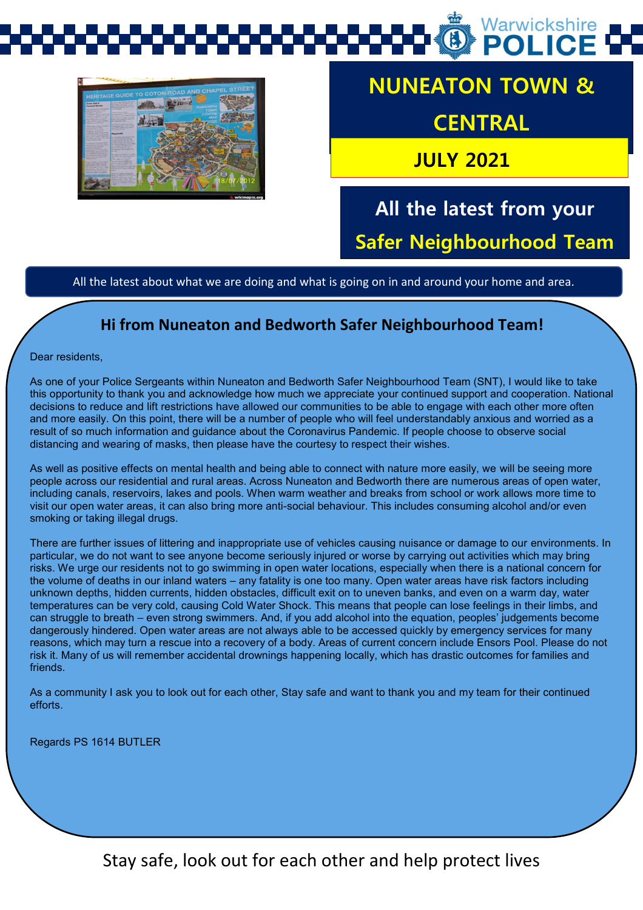Warwickshire POLICE

# NUNEATON TOWN & CENTRAL

## JULY 2021

## All the latest from your Safer Neighbourhood Team

All the latest about what we are doing and what is going on in and around your home and area.

### Hi from Nuneaton and Bedworth Safer Neighbourhood Team!

Dear residents,

As one of your Police Sergeants within Nuneaton and Bedworth Safer Neighbourhood Team (SNT), I would like to take this opportunity to thank you and acknowledge how much we appreciate your continued support and cooperation. National decisions to reduce and lift restrictions have allowed our communities to be able to engage with each other more often and more easily. On this point, there will be a number of people who will feel understandably anxious and worried as a result of so much information and guidance about the Coronavirus Pandemic. If people choose to observe social distancing and wearing of masks, then please have the courtesy to respect their wishes.

As well as positive effects on mental health and being able to connect with nature more easily, we will be seeing more people across our residential and rural areas. Across Nuneaton and Bedworth there are numerous areas of open water, including canals, reservoirs, lakes and pools. When warm weather and breaks from school or work allows more time to visit our open water areas, it can also bring more anti-social behaviour. This includes consuming alcohol and/or even smoking or taking illegal drugs.

There are further issues of littering and inappropriate use of vehicles causing nuisance or damage to our environments. In particular, we do not want to see anyone become seriously injured or worse by carrying out activities which may bring risks. We urge our residents not to go swimming in open water locations, especially when there is a national concern for the volume of deaths in our inland waters – any fatality is one too many. Open water areas have risk factors including unknown depths, hidden currents, hidden obstacles, difficult exit on to uneven banks, and even on a warm day, water temperatures can be very cold, causing Cold Water Shock. This means that people can lose feelings in their limbs, and can struggle to breath – even strong swimmers. And, if you add alcohol into the equation, peoples' judgements become dangerously hindered. Open water areas are not always able to be accessed quickly by emergency services for many reasons, which may turn a rescue into a recovery of a body. Areas of current concern include Ensors Pool. Please do not risk it. Many of us will remember accidental drownings happening locally, which has drastic outcomes for families and friends.

As a community I ask you to look out for each other, Stay safe and want to thank you and my team for their continued efforts.

Regards PS 1614 BUTLER

Stay safe, look out for each other and help protect lives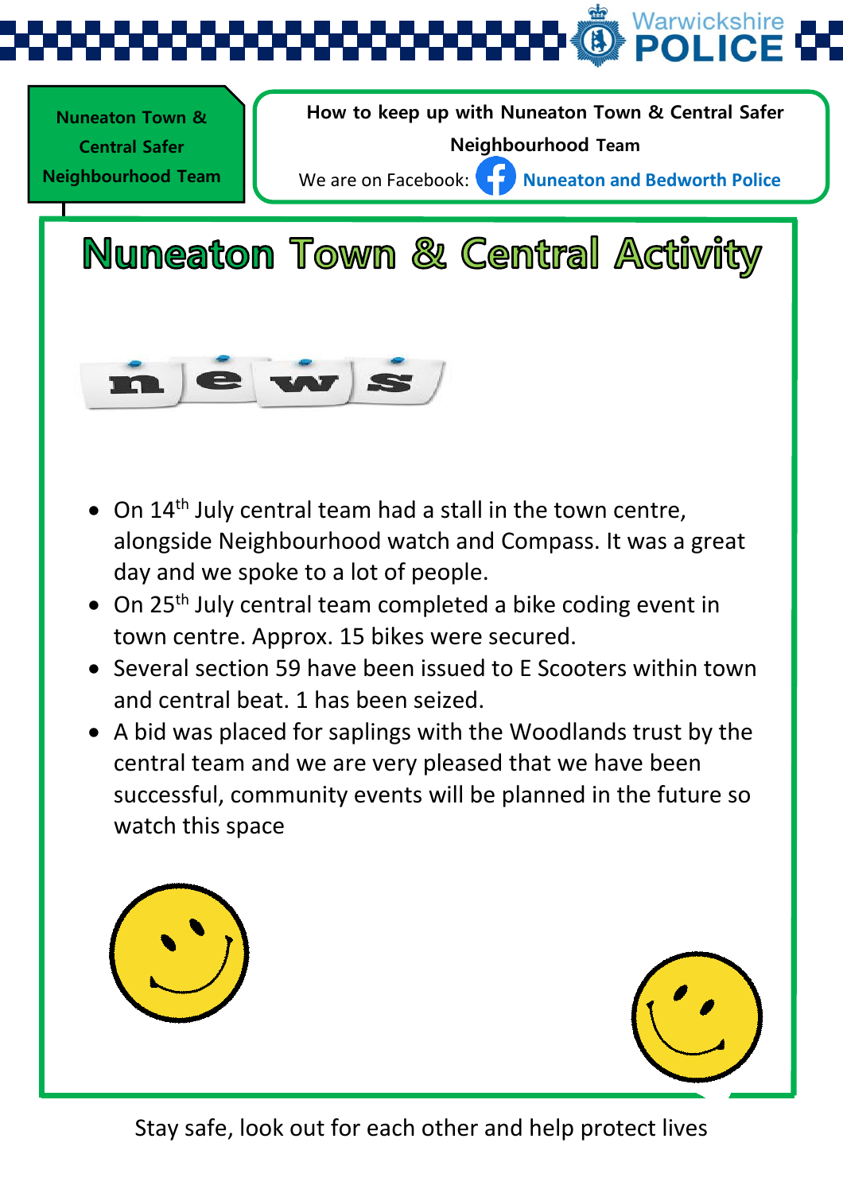Nuneaton Town & Central Safer Neighbourhood Team

**How to keep up with Nuneaton Town & Central Safer Neighbourhood Team**

We are on Facebook: Nuneaton and Bedworth Police

# Nuneaton Town & Central Activity

news

- On 14th July central team had a stall in the town centre, alongside Neighbourhood watch and Compass. It was a great day and we spoke to a lot of people.
- On 25th July central team completed a bike coding event in town centre. Approx. 15 bikes were secured.
- Several section 59 have been issued to E Scooters within town and central beat. 1 has been seized.
- A bid was placed for saplings with the Woodlands trust by the central team and we are very pleased that we have been successful, community events will be planned in the future so watch this space

Stay safe, look out for each other and help protect lives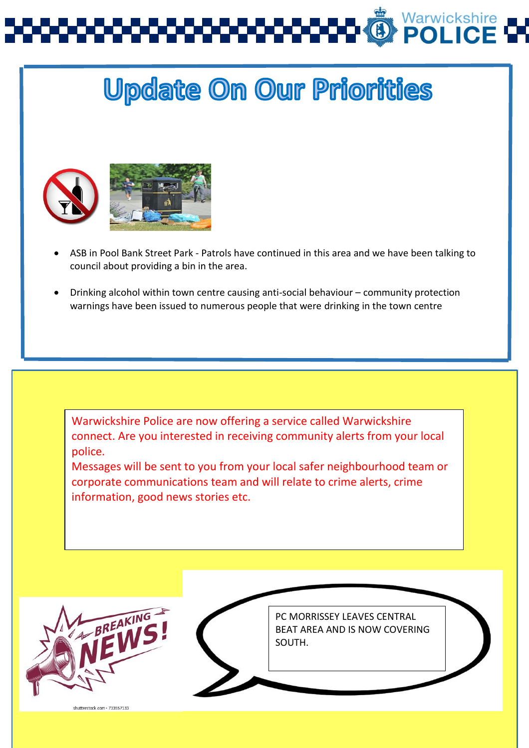# Update On Our Priorities

- ASB in Pool Bank Street Park - Patrols have continued in this area and we have been talking to council about providing a bin in the area.
- Drinking alcohol within town centre causing anti-social behaviour – community protection warnings have been issued to numerous people that were drinking in the town centre

Warwickshire Police are now offering a service called Warwickshire connect. Are you interested in receiving community alerts from your local police.
Messages will be sent to you from your local safer neighbourhood team or corporate communications team and will relate to crime alerts, crime information, good news stories etc.

BREAKING NEWS!

PC MORRISSEY LEAVES CENTRAL BEAT AREA AND IS NOW COVERING SOUTH.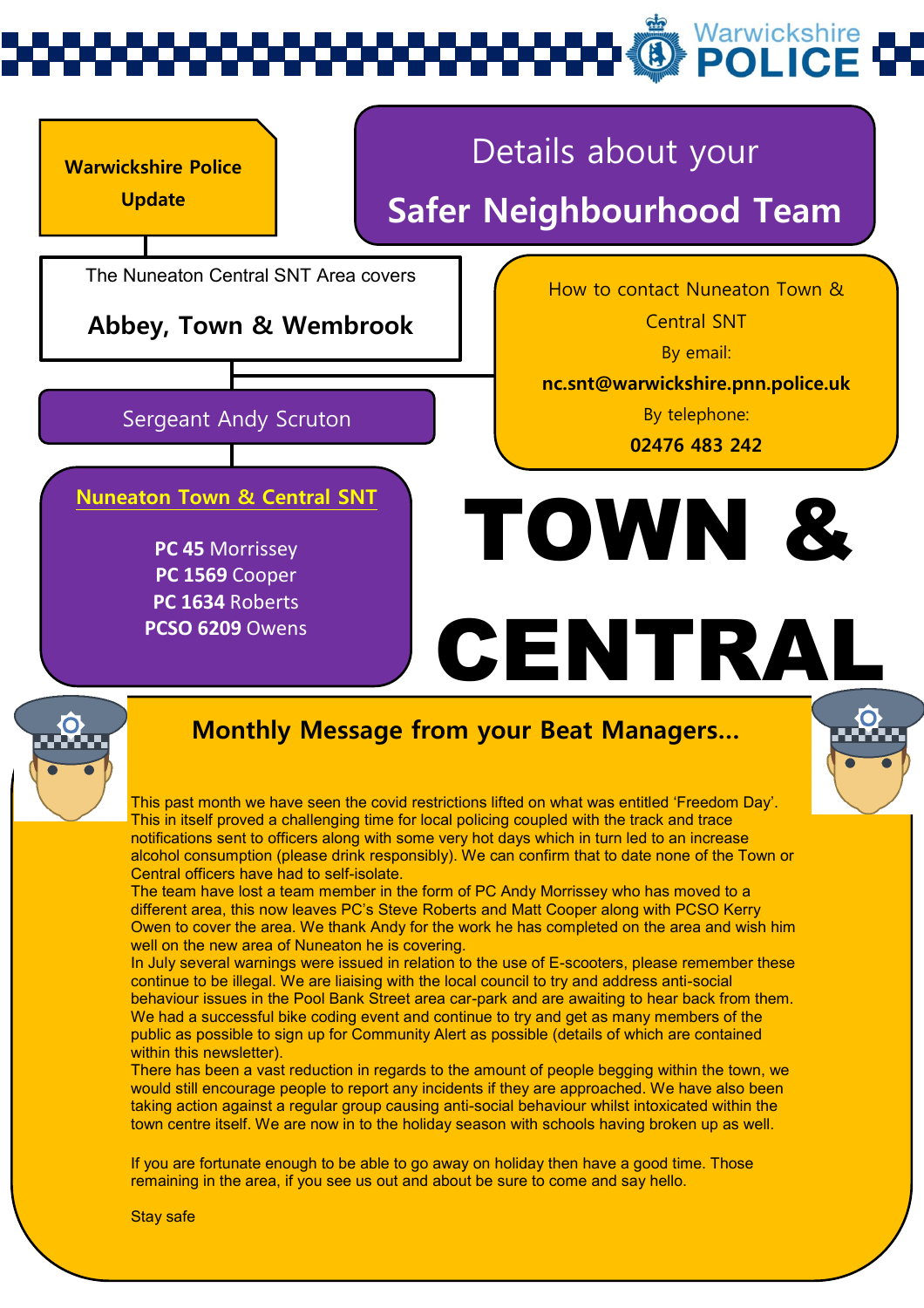**Warwickshire Police Update**

# Details about your Safer Neighbourhood Team

The Nuneaton Central SNT Area covers

**Abbey, Town & Wembrook**

How to contact Nuneaton Town & Central SNT

By email:

**nc.snt@warwickshire.pnn.police.uk**

By telephone:

**02476 483 242**

Sergeant Andy Scruton

**Nuneaton Town & Central SNT**

**PC 45** Morrissey
**PC 1569** Cooper
**PC 1634** Roberts
**PCSO 6209** Owens

# TOWN & CENTRAL

## Monthly Message from your Beat Managers…

This past month we have seen the covid restrictions lifted on what was entitled 'Freedom Day'. This in itself proved a challenging time for local policing coupled with the track and trace notifications sent to officers along with some very hot days which in turn led to an increase alcohol consumption (please drink responsibly). We can confirm that to date none of the Town or Central officers have had to self-isolate.

The team have lost a team member in the form of PC Andy Morrissey who has moved to a different area, this now leaves PC's Steve Roberts and Matt Cooper along with PCSO Kerry Owen to cover the area. We thank Andy for the work he has completed on the area and wish him well on the new area of Nuneaton he is covering.

In July several warnings were issued in relation to the use of E-scooters, please remember these continue to be illegal. We are liaising with the local council to try and address anti-social behaviour issues in the Pool Bank Street area car-park and are awaiting to hear back from them. We had a successful bike coding event and continue to try and get as many members of the public as possible to sign up for Community Alert as possible (details of which are contained within this newsletter).

There has been a vast reduction in regards to the amount of people begging within the town, we would still encourage people to report any incidents if they are approached. We have also been taking action against a regular group causing anti-social behaviour whilst intoxicated within the town centre itself. We are now in to the holiday season with schools having broken up as well.

If you are fortunate enough to be able to go away on holiday then have a good time. Those remaining in the area, if you see us out and about be sure to come and say hello.

Stay safe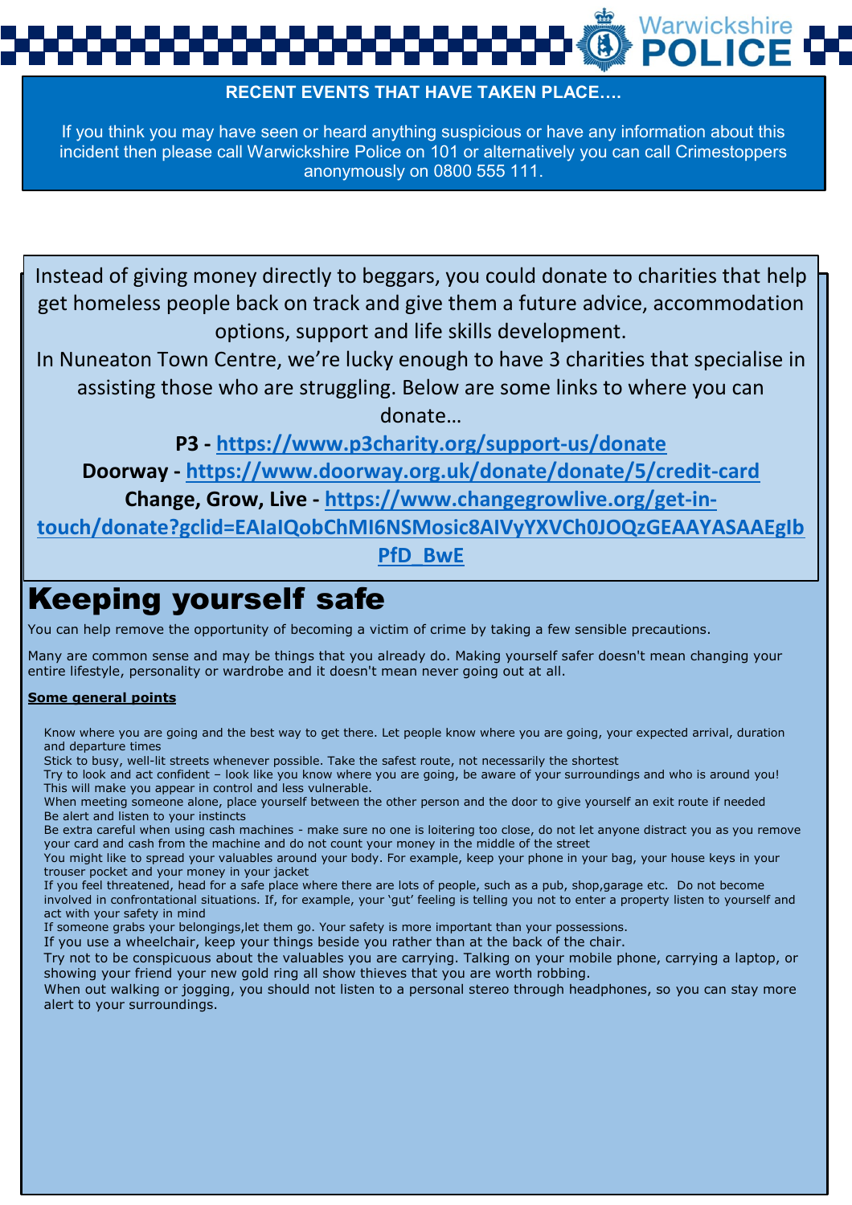**RECENT EVENTS THAT HAVE TAKEN PLACE….**

If you think you may have seen or heard anything suspicious or have any information about this incident then please call Warwickshire Police on 101 or alternatively you can call Crimestoppers anonymously on 0800 555 111.

Instead of giving money directly to beggars, you could donate to charities that help get homeless people back on track and give them a future advice, accommodation options, support and life skills development.

In Nuneaton Town Centre, we're lucky enough to have 3 charities that specialise in assisting those who are struggling. Below are some links to where you can donate…

**P3 -** https://www.p3charity.org/support-us/donate

**Doorway -** https://www.doorway.org.uk/donate/donate/5/credit-card

**Change, Grow, Live -** https://www.changegrowlive.org/get-in-touch/donate?gclid=EAIaIQobChMI6NSMosic8AIVyYXVCh0JOQzGEAAYASAAEgIbPfD_BwE

# Keeping yourself safe

You can help remove the opportunity of becoming a victim of crime by taking a few sensible precautions.

Many are common sense and may be things that you already do. Making yourself safer doesn't mean changing your entire lifestyle, personality or wardrobe and it doesn't mean never going out at all.

**Some general points**

- Know where you are going and the best way to get there. Let people know where you are going, your expected arrival, duration and departure times
- Stick to busy, well-lit streets whenever possible. Take the safest route, not necessarily the shortest
- Try to look and act confident – look like you know where you are going, be aware of your surroundings and who is around you! This will make you appear in control and less vulnerable.
- When meeting someone alone, place yourself between the other person and the door to give yourself an exit route if needed
- Be alert and listen to your instincts
- Be extra careful when using cash machines - make sure no one is loitering too close, do not let anyone distract you as you remove your card and cash from the machine and do not count your money in the middle of the street
- You might like to spread your valuables around your body. For example, keep your phone in your bag, your house keys in your trouser pocket and your money in your jacket
- If you feel threatened, head for a safe place where there are lots of people, such as a pub, shop,garage etc. Do not become involved in confrontational situations. If, for example, your 'gut' feeling is telling you not to enter a property listen to yourself and act with your safety in mind
- If someone grabs your belongings,let them go. Your safety is more important than your possessions.
- If you use a wheelchair, keep your things beside you rather than at the back of the chair.
- Try not to be conspicuous about the valuables you are carrying. Talking on your mobile phone, carrying a laptop, or showing your friend your new gold ring all show thieves that you are worth robbing.
- When out walking or jogging, you should not listen to a personal stereo through headphones, so you can stay more alert to your surroundings.